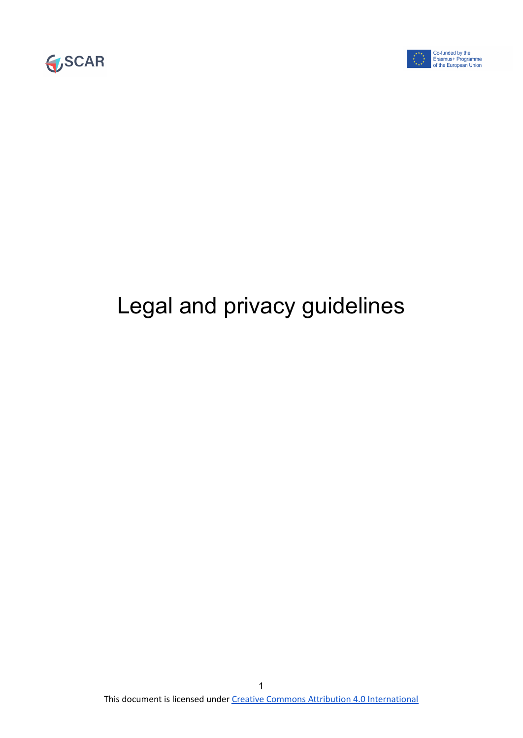# Legal and privacy guidelines

This document is licensed under [Creative Commons Attribution 4.0 International]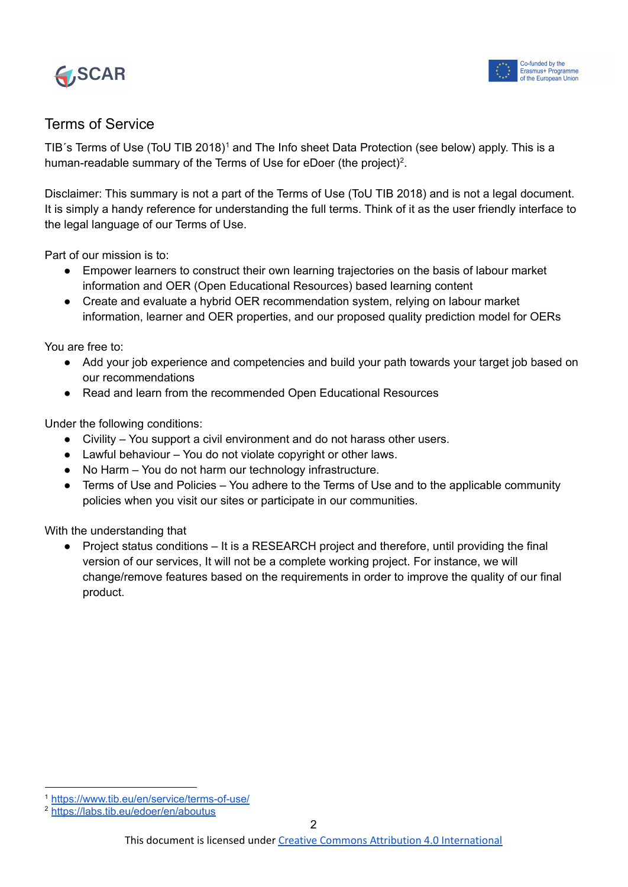## Terms of Service

TIB´s Terms of Use (ToU TIB 2018)[1] and The Info sheet Data Protection (see below) apply. This is a human-readable summary of the Terms of Use for eDoer (the project)[2].

Disclaimer: This summary is not a part of the Terms of Use (ToU TIB 2018) and is not a legal document. It is simply a handy reference for understanding the full terms. Think of it as the user friendly interface to the legal language of our Terms of Use.

Part of our mission is to:

- Empower learners to construct their own learning trajectories on the basis of labour market information and OER (Open Educational Resources) based learning content
- Create and evaluate a hybrid OER recommendation system, relying on labour market information, learner and OER properties, and our proposed quality prediction model for OERs

You are free to:

- Add your job experience and competencies and build your path towards your target job based on our recommendations
- Read and learn from the recommended Open Educational Resources

Under the following conditions:

- Civility – You support a civil environment and do not harass other users.
- Lawful behaviour – You do not violate copyright or other laws.
- No Harm – You do not harm our technology infrastructure.
- Terms of Use and Policies – You adhere to the Terms of Use and to the applicable community policies when you visit our sites or participate in our communities.

With the understanding that

- Project status conditions – It is a RESEARCH project and therefore, until providing the final version of our services, It will not be a complete working project. For instance, we will change/remove features based on the requirements in order to improve the quality of our final product.

[1] https://www.tib.eu/en/service/terms-of-use/

[2] https://labs.tib.eu/edoer/en/aboutus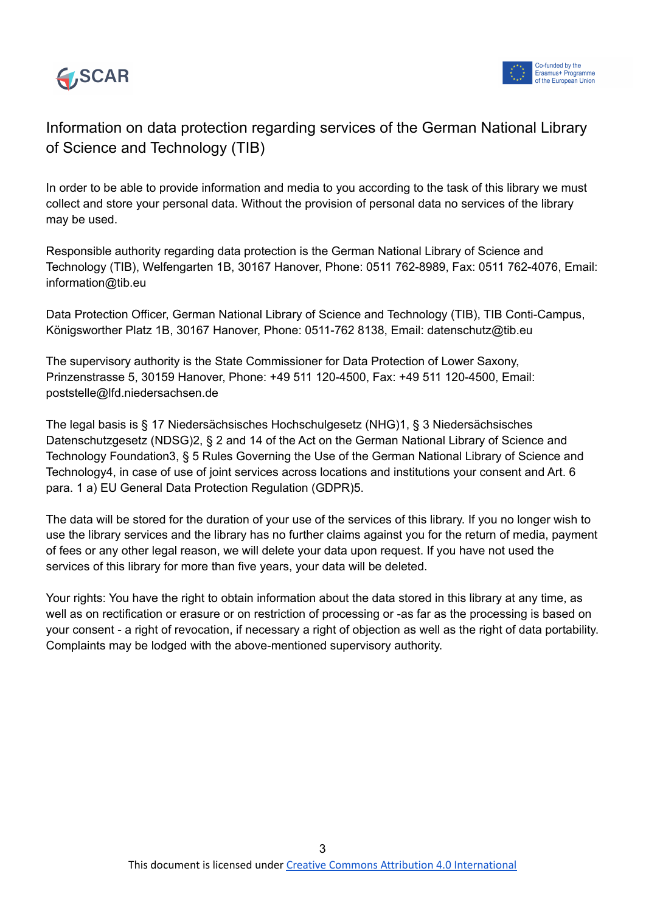# Information on data protection regarding services of the German National Library of Science and Technology (TIB)

In order to be able to provide information and media to you according to the task of this library we must collect and store your personal data. Without the provision of personal data no services of the library may be used.

Responsible authority regarding data protection is the German National Library of Science and Technology (TIB), Welfengarten 1B, 30167 Hanover, Phone: 0511 762-8989, Fax: 0511 762-4076, Email: information@tib.eu

Data Protection Officer, German National Library of Science and Technology (TIB), TIB Conti-Campus, Königsworther Platz 1B, 30167 Hanover, Phone: 0511-762 8138, Email: datenschutz@tib.eu

The supervisory authority is the State Commissioner for Data Protection of Lower Saxony, Prinzenstrasse 5, 30159 Hanover, Phone: +49 511 120-4500, Fax: +49 511 120-4500, Email: poststelle@lfd.niedersachsen.de

The legal basis is § 17 Niedersächsisches Hochschulgesetz (NHG)[1], § 3 Niedersächsisches Datenschutzgesetz (NDSG)[2], § 2 and 14 of the Act on the German National Library of Science and Technology Foundation[3], § 5 Rules Governing the Use of the German National Library of Science and Technology[4], in case of use of joint services across locations and institutions your consent and Art. 6 para. 1 a) EU General Data Protection Regulation (GDPR)[5].

The data will be stored for the duration of your use of the services of this library. If you no longer wish to use the library services and the library has no further claims against you for the return of media, payment of fees or any other legal reason, we will delete your data upon request. If you have not used the services of this library for more than five years, your data will be deleted.

Your rights: You have the right to obtain information about the data stored in this library at any time, as well as on rectification or erasure or on restriction of processing or -as far as the processing is based on your consent - a right of revocation, if necessary a right of objection as well as the right of data portability. Complaints may be lodged with the above-mentioned supervisory authority.

This document is licensed under [Creative Commons Attribution 4.0 International](https://creativecommons.org/licenses/by/4.0/)